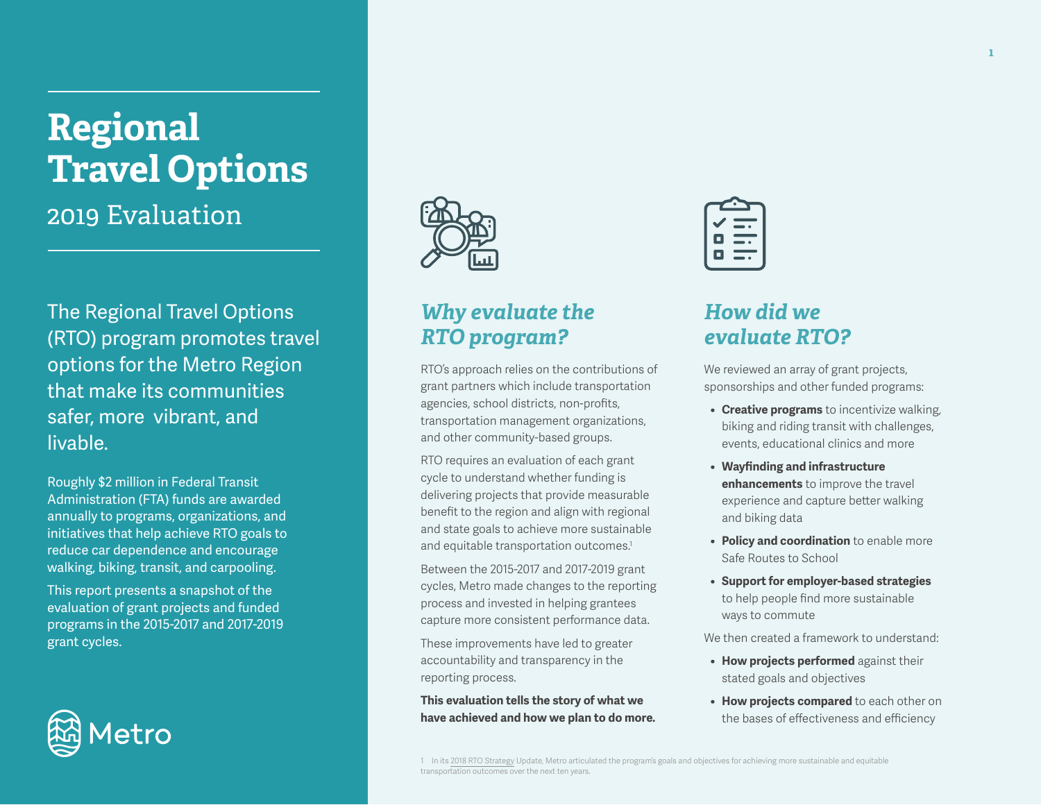# Regional Travel Options

## 2019 Evaluation

The Regional Travel Options (RTO) program promotes travel options for the Metro Region that make its communities safer, more vibrant, and livable.

Roughly $2 million in Federal Transit Administration (FTA) funds are awarded annually to programs, organizations, and initiatives that help achieve RTO goals to reduce car dependence and encourage walking, biking, transit, and carpooling.

This report presents a snapshot of the evaluation of grant projects and funded programs in the 2015-2017 and 2017-2019 grant cycles.

Metro

## *Why evaluate the RTO program?*

RTO's approach relies on the contributions of grant partners which include transportation agencies, school districts, non-profits, transportation management organizations, and other community-based groups.

RTO requires an evaluation of each grant cycle to understand whether funding is delivering projects that provide measurable benefit to the region and align with regional and state goals to achieve more sustainable and equitable transportation outcomes.[1]

Between the 2015-2017 and 2017-2019 grant cycles, Metro made changes to the reporting process and invested in helping grantees capture more consistent performance data.

These improvements have led to greater accountability and transparency in the reporting process.

**This evaluation tells the story of what we have achieved and how we plan to do more.**

## *How did we evaluate RTO?*

We reviewed an array of grant projects, sponsorships and other funded programs:

- **Creative programs** to incentivize walking, biking and riding transit with challenges, events, educational clinics and more
- **Wayfinding and infrastructure enhancements** to improve the travel experience and capture better walking and biking data
- **Policy and coordination** to enable more Safe Routes to School
- **Support for employer-based strategies** to help people find more sustainable ways to commute

We then created a framework to understand:

- **How projects performed** against their stated goals and objectives
- **How projects compared** to each other on the bases of effectiveness and efficiency

1 In its 2018 RTO Strategy Update, Metro articulated the program's goals and objectives for achieving more sustainable and equitable transportation outcomes over the next ten years.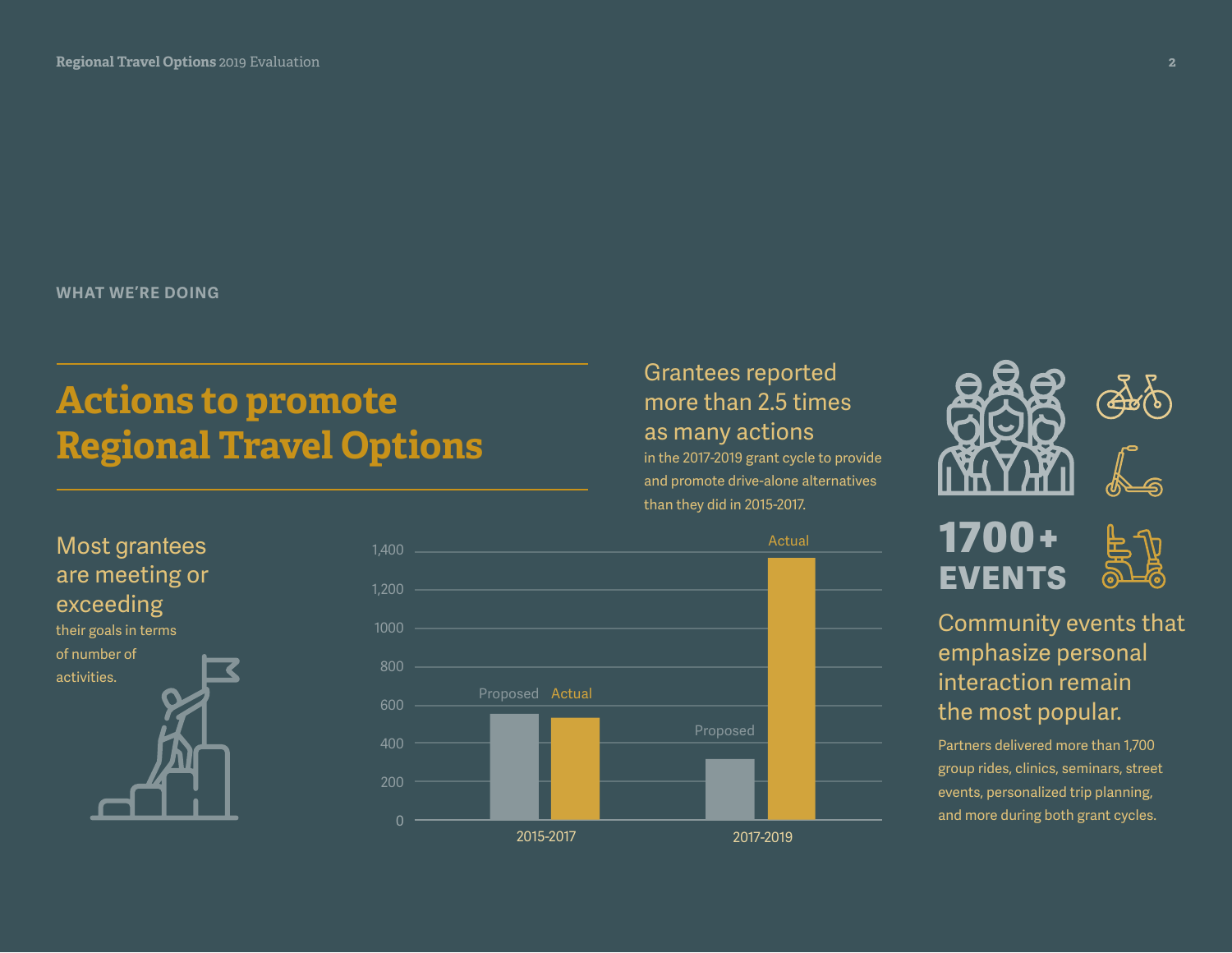WHAT WE'RE DOING

# Actions to promote Regional Travel Options

## Most grantees are meeting or exceeding

their goals in terms of number of activities.

## Grantees reported more than 2.5 times as many actions

in the 2017-2019 grant cycle to provide and promote drive-alone alternatives than they did in 2015-2017.

| | Proposed | Actual |
|---|---|---|
| 2015-2017 | ~550 | ~530 |
| 2017-2019 | ~320 | ~1,360 |

**1700+ EVENTS**

## Community events that emphasize personal interaction remain the most popular.

Partners delivered more than 1,700 group rides, clinics, seminars, street events, personalized trip planning, and more during both grant cycles.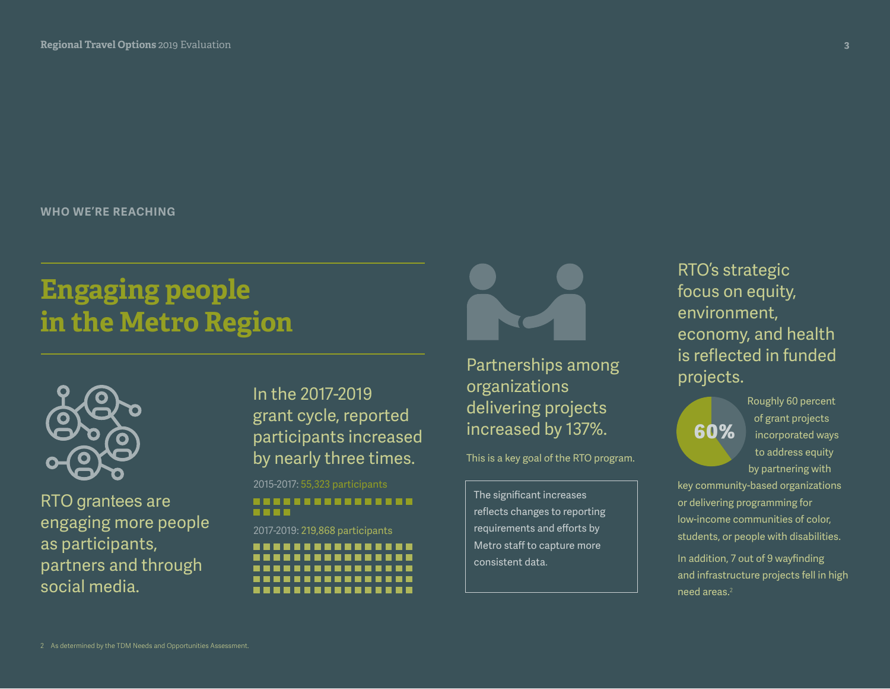WHO WE'RE REACHING

# Engaging people in the Metro Region

RTO grantees are engaging more people as participants, partners and through social media.

In the 2017-2019 grant cycle, reported participants increased by nearly three times.

2015-2017: 55,323 participants

2017-2019: 219,868 participants

Partnerships among organizations delivering projects increased by 137%.

This is a key goal of the RTO program.

> The significant increases reflects changes to reporting requirements and efforts by Metro staff to capture more consistent data.

RTO's strategic focus on equity, environment, economy, and health is reflected in funded projects.

60%

Roughly 60 percent of grant projects incorporated ways to address equity by partnering with key community-based organizations or delivering programming for low-income communities of color, students, or people with disabilities.

In addition, 7 out of 9 wayfinding and infrastructure projects fell in high need areas.[2]

2 As determined by the TDM Needs and Opportunities Assessment.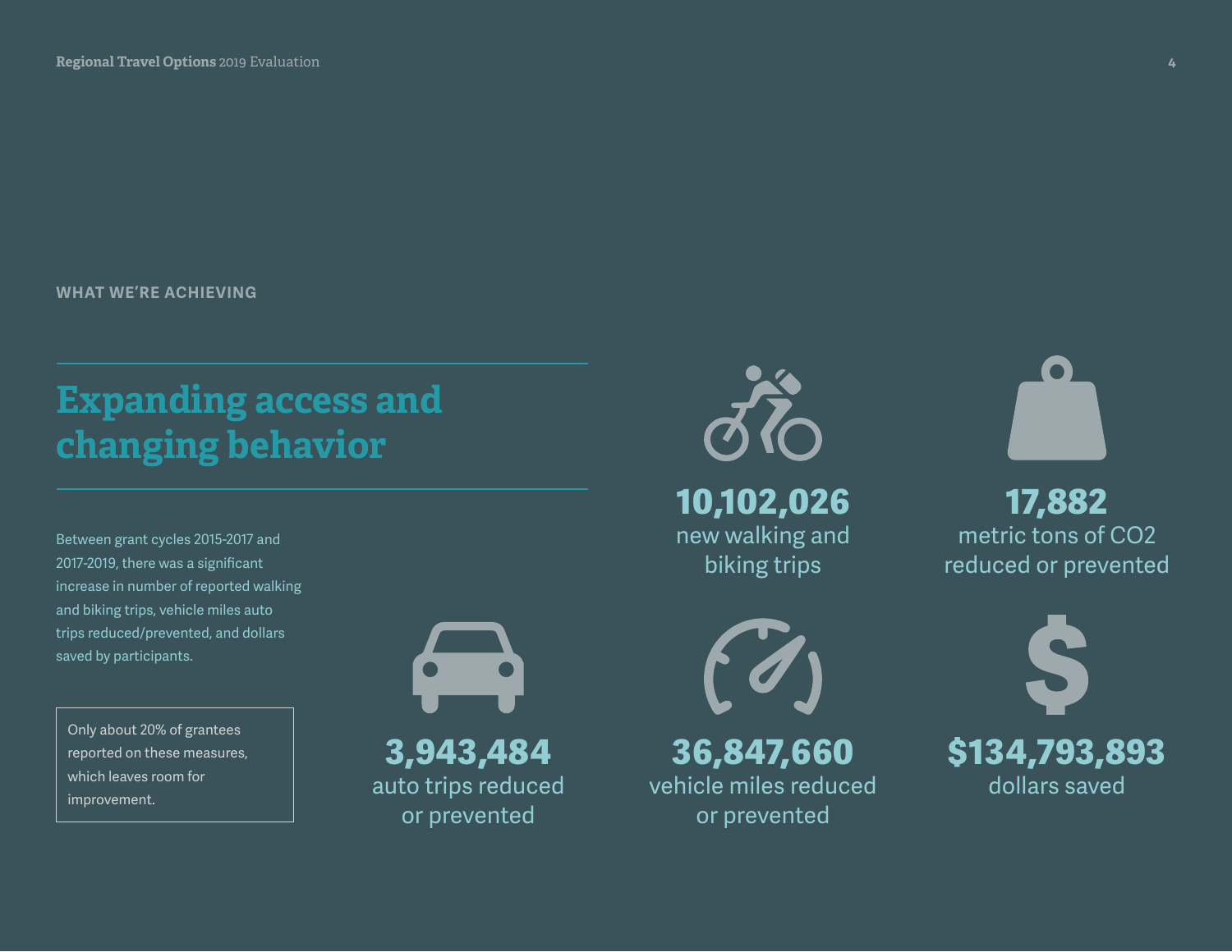WHAT WE'RE ACHIEVING

# Expanding access and changing behavior

Between grant cycles 2015-2017 and 2017-2019, there was a significant increase in number of reported walking and biking trips, vehicle miles auto trips reduced/prevented, and dollars saved by participants.

Only about 20% of grantees reported on these measures, which leaves room for improvement.

**10,102,026**
new walking and biking trips

**17,882**
metric tons of $CO_2$ reduced or prevented

**3,943,484**
auto trips reduced or prevented

**36,847,660**
vehicle miles reduced or prevented

**$134,793,893**
dollars saved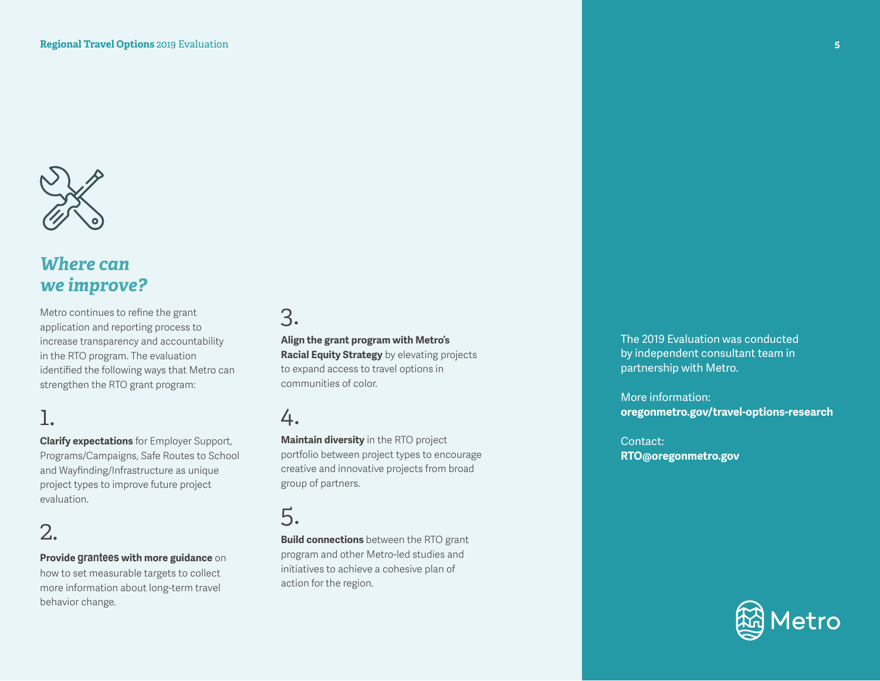## *Where can we improve?*

Metro continues to refine the grant application and reporting process to increase transparency and accountability in the RTO program. The evaluation identified the following ways that Metro can strengthen the RTO grant program:

1.

**Clarify expectations** for Employer Support, Programs/Campaigns, Safe Routes to School and Wayfinding/Infrastructure as unique project types to improve future project evaluation.

2.

**Provide grantees with more guidance** on how to set measurable targets to collect more information about long-term travel behavior change.

3.

**Align the grant program with Metro's Racial Equity Strategy** by elevating projects to expand access to travel options in communities of color.

4.

**Maintain diversity** in the RTO project portfolio between project types to encourage creative and innovative projects from broad group of partners.

5.

**Build connections** between the RTO grant program and other Metro-led studies and initiatives to achieve a cohesive plan of action for the region.

The 2019 Evaluation was conducted by independent consultant team in partnership with Metro.

More information:
**oregonmetro.gov/travel-options-research**

Contact:
**RTO@oregonmetro.gov**

Metro